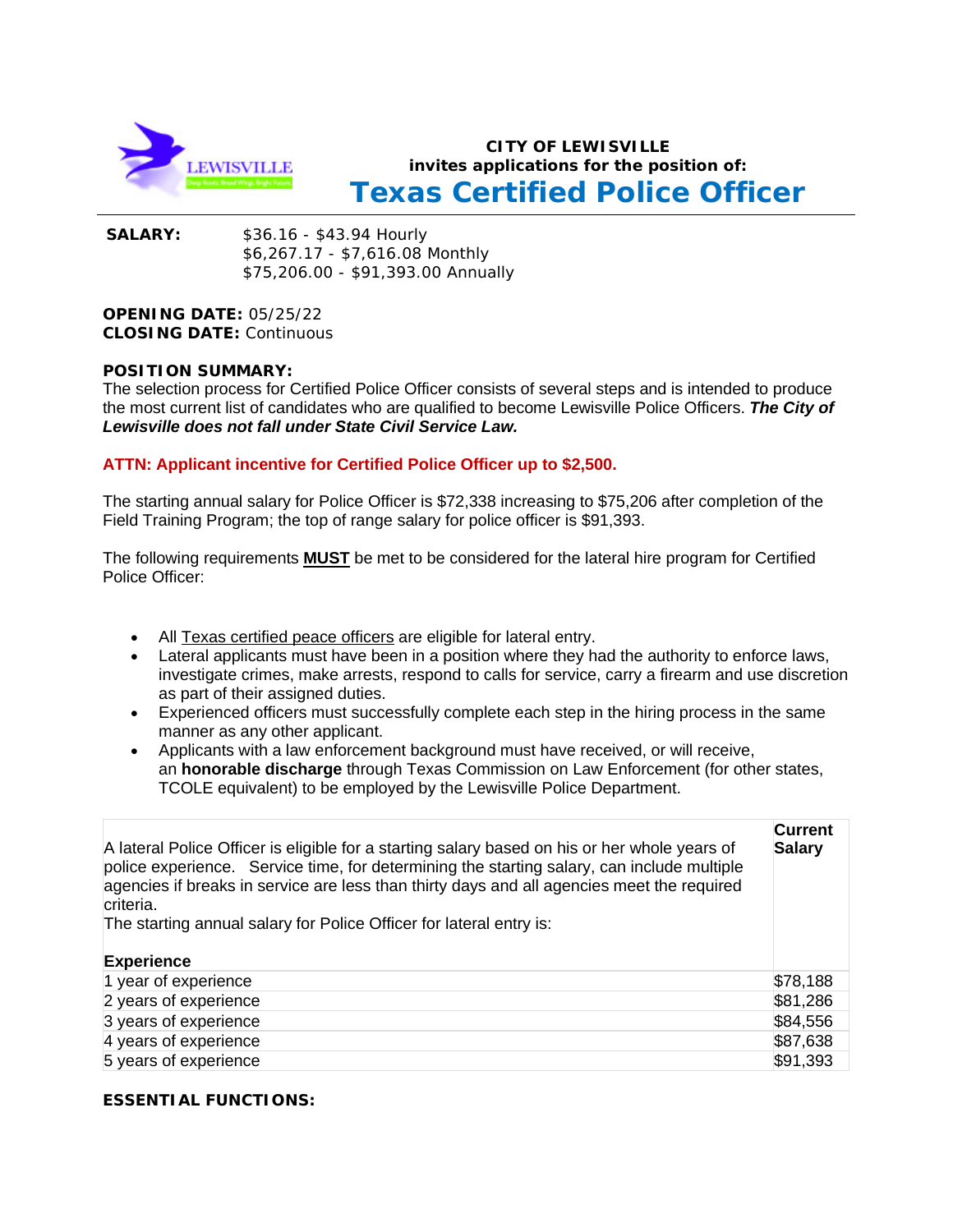**CITY OF LEWISVILLE**
**invites applications for the position of:**

# Texas Certified Police Officer

**SALARY:** $36.16 - $43.94 Hourly
$6,267.17 - $7,616.08 Monthly
$75,206.00 - $91,393.00 Annually

**OPENING DATE:** 05/25/22
**CLOSING DATE:** Continuous

**POSITION SUMMARY:**
The selection process for Certified Police Officer consists of several steps and is intended to produce the most current list of candidates who are qualified to become Lewisville Police Officers. ***The City of Lewisville does not fall under State Civil Service Law.***

**ATTN: Applicant incentive for Certified Police Officer up to $2,500.**

The starting annual salary for Police Officer is $72,338 increasing to $75,206 after completion of the Field Training Program; the top of range salary for police officer is $91,393.

The following requirements **MUST** be met to be considered for the lateral hire program for Certified Police Officer:

- All Texas certified peace officers are eligible for lateral entry.
- Lateral applicants must have been in a position where they had the authority to enforce laws, investigate crimes, make arrests, respond to calls for service, carry a firearm and use discretion as part of their assigned duties.
- Experienced officers must successfully complete each step in the hiring process in the same manner as any other applicant.
- Applicants with a law enforcement background must have received, or will receive, an **honorable discharge** through Texas Commission on Law Enforcement (for other states, TCOLE equivalent) to be employed by the Lewisville Police Department.

A lateral Police Officer is eligible for a starting salary based on his or her whole years of police experience. Service time, for determining the starting salary, can include multiple agencies if breaks in service are less than thirty days and all agencies meet the required criteria.
The starting annual salary for Police Officer for lateral entry is:

| Experience | Current Salary |
|---|---|
| 1 year of experience | $78,188 |
| 2 years of experience | $81,286 |
| 3 years of experience | $84,556 |
| 4 years of experience | $87,638 |
| 5 years of experience | $91,393 |

**ESSENTIAL FUNCTIONS:**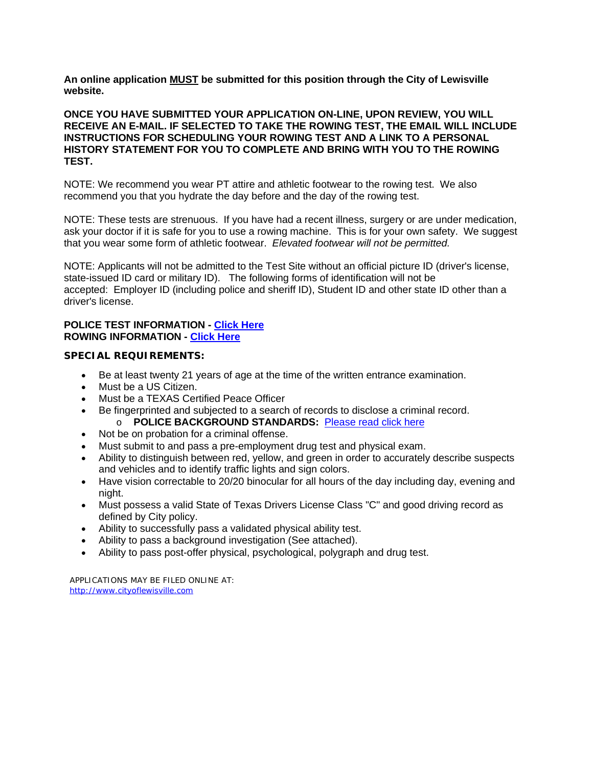**An online application <u>MUST</u> be submitted for this position through the City of Lewisville website.**

**ONCE YOU HAVE SUBMITTED YOUR APPLICATION ON-LINE, UPON REVIEW, YOU WILL RECEIVE AN E-MAIL. IF SELECTED TO TAKE THE ROWING TEST, THE EMAIL WILL INCLUDE INSTRUCTIONS FOR SCHEDULING YOUR ROWING TEST AND A LINK TO A PERSONAL HISTORY STATEMENT FOR YOU TO COMPLETE AND BRING WITH YOU TO THE ROWING TEST.**

NOTE: We recommend you wear PT attire and athletic footwear to the rowing test. We also recommend you that you hydrate the day before and the day of the rowing test.

NOTE: These tests are strenuous. If you have had a recent illness, surgery or are under medication, ask your doctor if it is safe for you to use a rowing machine. This is for your own safety. We suggest that you wear some form of athletic footwear. *Elevated footwear will not be permitted.*

NOTE: Applicants will not be admitted to the Test Site without an official picture ID (driver's license, state-issued ID card or military ID). The following forms of identification will not be accepted: Employer ID (including police and sheriff ID), Student ID and other state ID other than a driver's license.

**POLICE TEST INFORMATION - Click Here**
**ROWING INFORMATION - Click Here**

**SPECIAL REQUIREMENTS:**

- Be at least twenty 21 years of age at the time of the written entrance examination.
- Must be a US Citizen.
- Must be a TEXAS Certified Peace Officer
- Be fingerprinted and subjected to a search of records to disclose a criminal record.
  - **POLICE BACKGROUND STANDARDS:** Please read click here
- Not be on probation for a criminal offense.
- Must submit to and pass a pre-employment drug test and physical exam.
- Ability to distinguish between red, yellow, and green in order to accurately describe suspects and vehicles and to identify traffic lights and sign colors.
- Have vision correctable to 20/20 binocular for all hours of the day including day, evening and night.
- Must possess a valid State of Texas Drivers License Class "C" and good driving record as defined by City policy.
- Ability to successfully pass a validated physical ability test.
- Ability to pass a background investigation (See attached).
- Ability to pass post-offer physical, psychological, polygraph and drug test.

APPLICATIONS MAY BE FILED ONLINE AT:
http://www.cityoflewisville.com